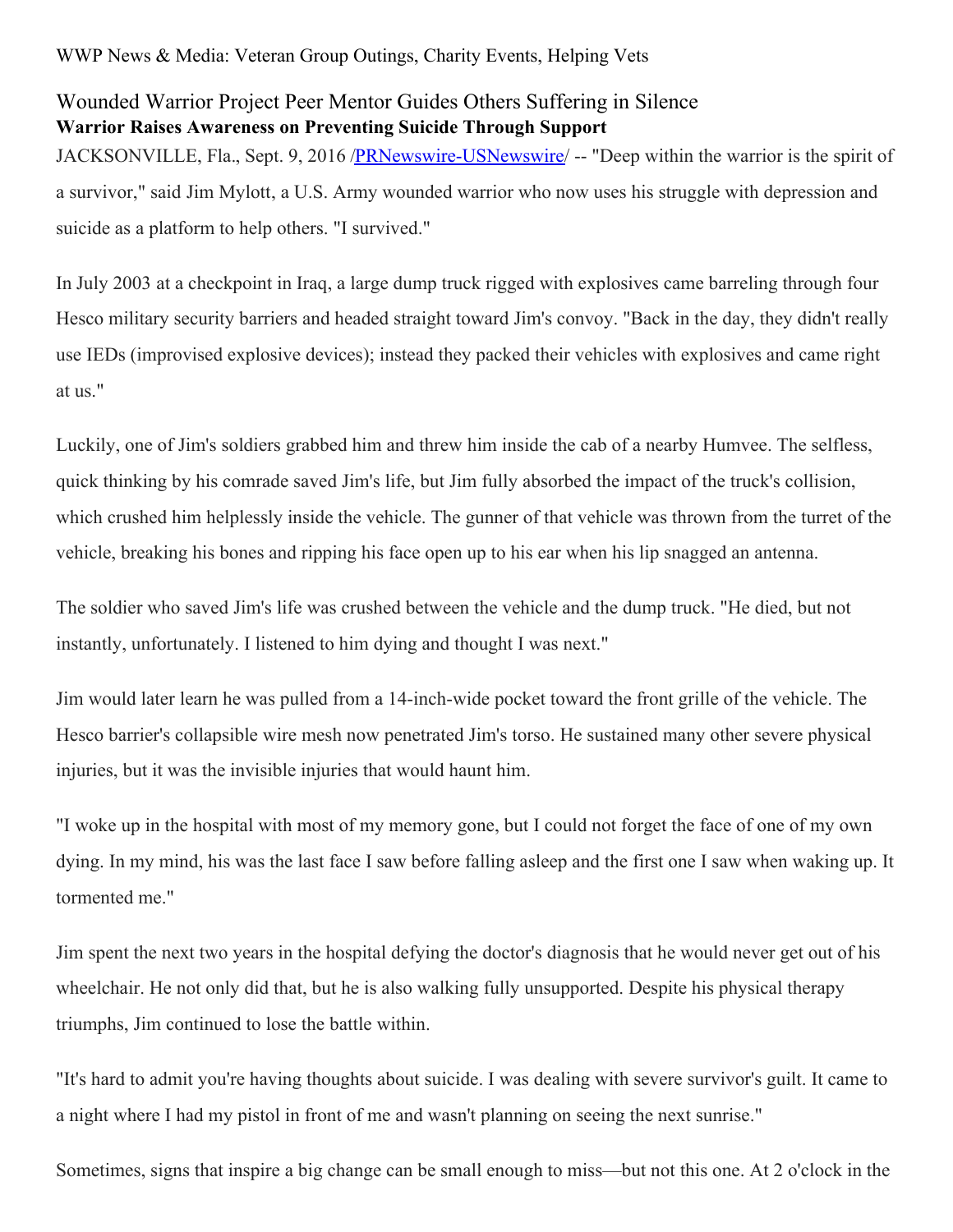WWP News & Media: Veteran Group Outings, Charity Events, Helping Vets

# Wounded Warrior Project Peer Mentor Guides Others Suffering in Silence

**Warrior Raises Awareness on Preventing Suicide Through Support**

JACKSONVILLE, Fla., Sept. 9, 2016 /[PRNewswire-USNewswire](http://www.prnewswire.com/)/ -- "Deep within the warrior is the spirit of a survivor," said Jim Mylott, a U.S. Army wounded warrior who now uses his struggle with depression and suicide as a platform to help others. "I survived."

In July 2003 at a checkpoint in Iraq, a large dump truck rigged with explosives came barreling through four Hesco military security barriers and headed straight toward Jim's convoy. "Back in the day, they didn't really use IEDs (improvised explosive devices); instead they packed their vehicles with explosives and came right at us."

Luckily, one of Jim's soldiers grabbed him and threw him inside the cab of a nearby Humvee. The selfless, quick thinking by his comrade saved Jim's life, but Jim fully absorbed the impact of the truck's collision, which crushed him helplessly inside the vehicle. The gunner of that vehicle was thrown from the turret of the vehicle, breaking his bones and ripping his face open up to his ear when his lip snagged an antenna.

The soldier who saved Jim's life was crushed between the vehicle and the dump truck. "He died, but not instantly, unfortunately. I listened to him dying and thought I was next."

Jim would later learn he was pulled from a 14-inch-wide pocket toward the front grille of the vehicle. The Hesco barrier's collapsible wire mesh now penetrated Jim's torso. He sustained many other severe physical injuries, but it was the invisible injuries that would haunt him.

"I woke up in the hospital with most of my memory gone, but I could not forget the face of one of my own dying. In my mind, his was the last face I saw before falling asleep and the first one I saw when waking up. It tormented me."

Jim spent the next two years in the hospital defying the doctor's diagnosis that he would never get out of his wheelchair. He not only did that, but he is also walking fully unsupported. Despite his physical therapy triumphs, Jim continued to lose the battle within.

"It's hard to admit you're having thoughts about suicide. I was dealing with severe survivor's guilt. It came to a night where I had my pistol in front of me and wasn't planning on seeing the next sunrise."

Sometimes, signs that inspire a big change can be small enough to miss—but not this one. At 2 o'clock in the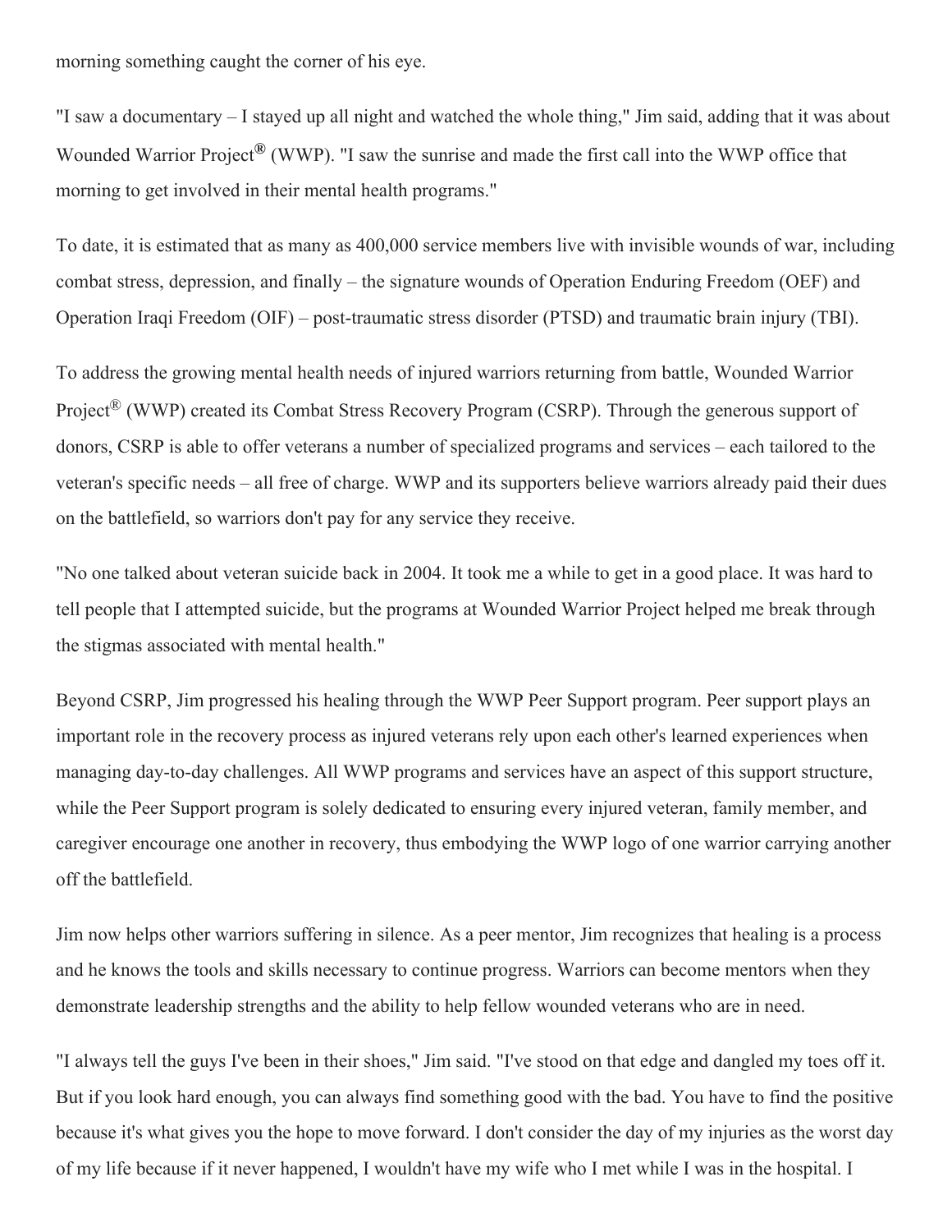morning something caught the corner of his eye.

"I saw a documentary – I stayed up all night and watched the whole thing," Jim said, adding that it was about Wounded Warrior Project® (WWP). "I saw the sunrise and made the first call into the WWP office that morning to get involved in their mental health programs."

To date, it is estimated that as many as 400,000 service members live with invisible wounds of war, including combat stress, depression, and finally – the signature wounds of Operation Enduring Freedom (OEF) and Operation Iraqi Freedom (OIF) – post-traumatic stress disorder (PTSD) and traumatic brain injury (TBI).

To address the growing mental health needs of injured warriors returning from battle, Wounded Warrior Project® (WWP) created its Combat Stress Recovery Program (CSRP). Through the generous support of donors, CSRP is able to offer veterans a number of specialized programs and services – each tailored to the veteran's specific needs – all free of charge. WWP and its supporters believe warriors already paid their dues on the battlefield, so warriors don't pay for any service they receive.

"No one talked about veteran suicide back in 2004. It took me a while to get in a good place. It was hard to tell people that I attempted suicide, but the programs at Wounded Warrior Project helped me break through the stigmas associated with mental health."

Beyond CSRP, Jim progressed his healing through the WWP Peer Support program. Peer support plays an important role in the recovery process as injured veterans rely upon each other's learned experiences when managing day-to-day challenges. All WWP programs and services have an aspect of this support structure, while the Peer Support program is solely dedicated to ensuring every injured veteran, family member, and caregiver encourage one another in recovery, thus embodying the WWP logo of one warrior carrying another off the battlefield.

Jim now helps other warriors suffering in silence. As a peer mentor, Jim recognizes that healing is a process and he knows the tools and skills necessary to continue progress. Warriors can become mentors when they demonstrate leadership strengths and the ability to help fellow wounded veterans who are in need.

"I always tell the guys I've been in their shoes," Jim said. "I've stood on that edge and dangled my toes off it. But if you look hard enough, you can always find something good with the bad. You have to find the positive because it's what gives you the hope to move forward. I don't consider the day of my injuries as the worst day of my life because if it never happened, I wouldn't have my wife who I met while I was in the hospital. I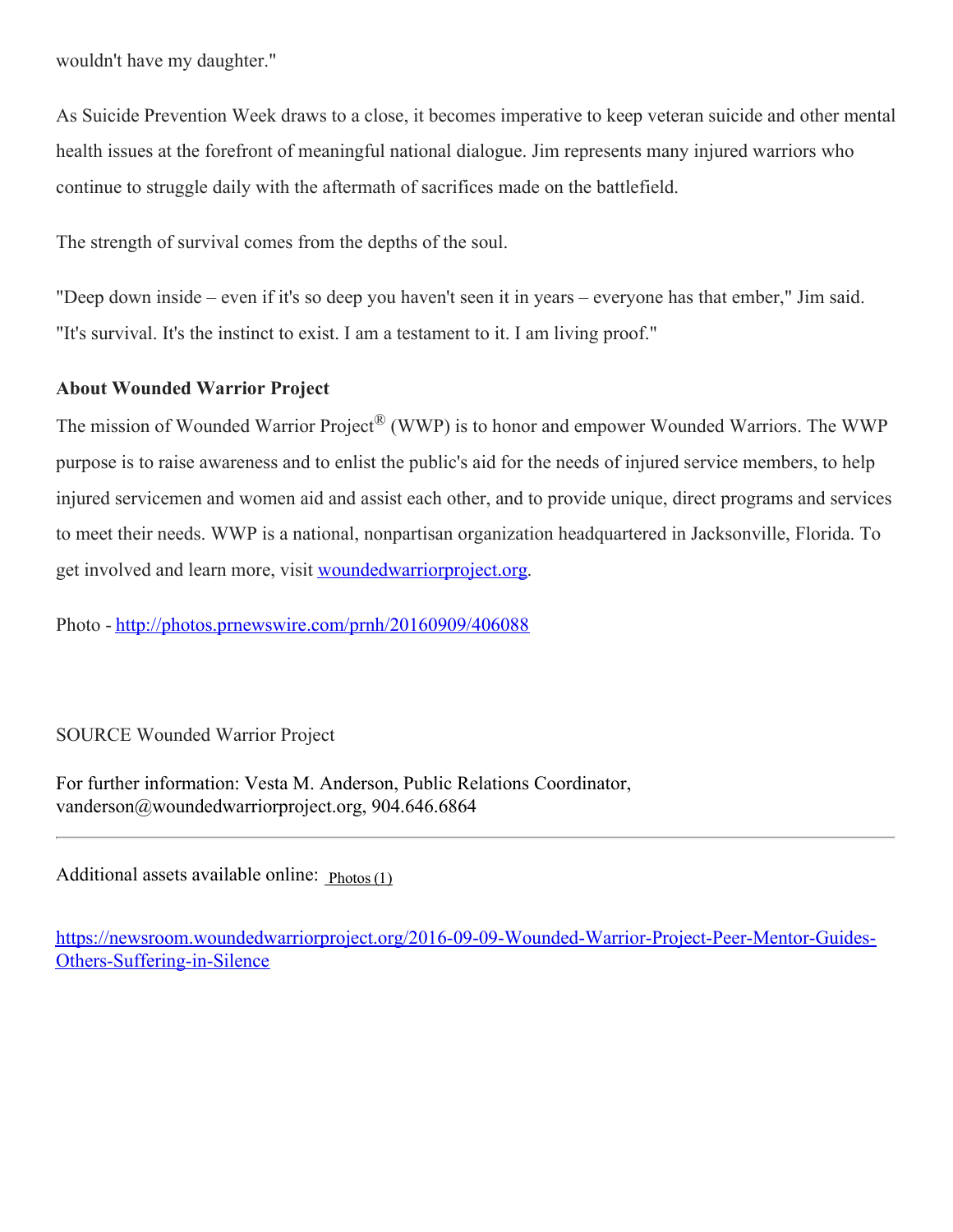wouldn't have my daughter."

As Suicide Prevention Week draws to a close, it becomes imperative to keep veteran suicide and other mental health issues at the forefront of meaningful national dialogue. Jim represents many injured warriors who continue to struggle daily with the aftermath of sacrifices made on the battlefield.

The strength of survival comes from the depths of the soul.

"Deep down inside – even if it's so deep you haven't seen it in years – everyone has that ember," Jim said. "It's survival. It's the instinct to exist. I am a testament to it. I am living proof."

**About Wounded Warrior Project**

The mission of Wounded Warrior Project® (WWP) is to honor and empower Wounded Warriors. The WWP purpose is to raise awareness and to enlist the public's aid for the needs of injured service members, to help injured servicemen and women aid and assist each other, and to provide unique, direct programs and services to meet their needs. WWP is a national, nonpartisan organization headquartered in Jacksonville, Florida. To get involved and learn more, visit [woundedwarriorproject.org](woundedwarriorproject.org).

Photo - [http://photos.prnewswire.com/prnh/20160909/406088](http://photos.prnewswire.com/prnh/20160909/406088)

SOURCE Wounded Warrior Project

For further information: Vesta M. Anderson, Public Relations Coordinator, vanderson@woundedwarriorproject.org, 904.646.6864

---

Additional assets available online: Photos (1)

[https://newsroom.woundedwarriorproject.org/2016-09-09-Wounded-Warrior-Project-Peer-Mentor-Guides-Others-Suffering-in-Silence](https://newsroom.woundedwarriorproject.org/2016-09-09-Wounded-Warrior-Project-Peer-Mentor-Guides-Others-Suffering-in-Silence)